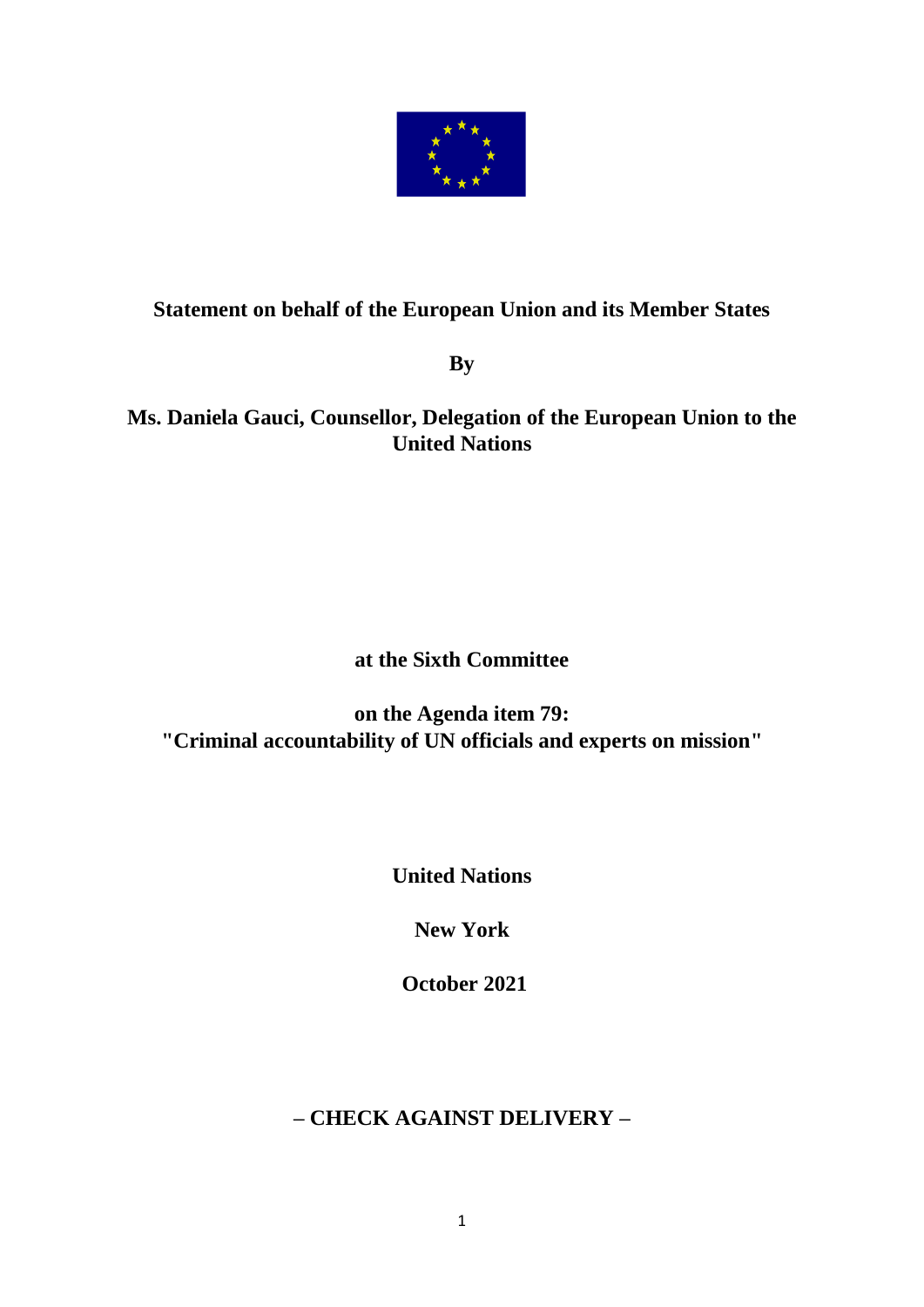**Statement on behalf of the European Union and its Member States**

**By**

**Ms. Daniela Gauci, Counsellor, Delegation of the European Union to the United Nations**

**at the Sixth Committee**

**on the Agenda item 79:**
**"Criminal accountability of UN officials and experts on mission"**

**United Nations**

**New York**

**October 2021**

**– CHECK AGAINST DELIVERY –**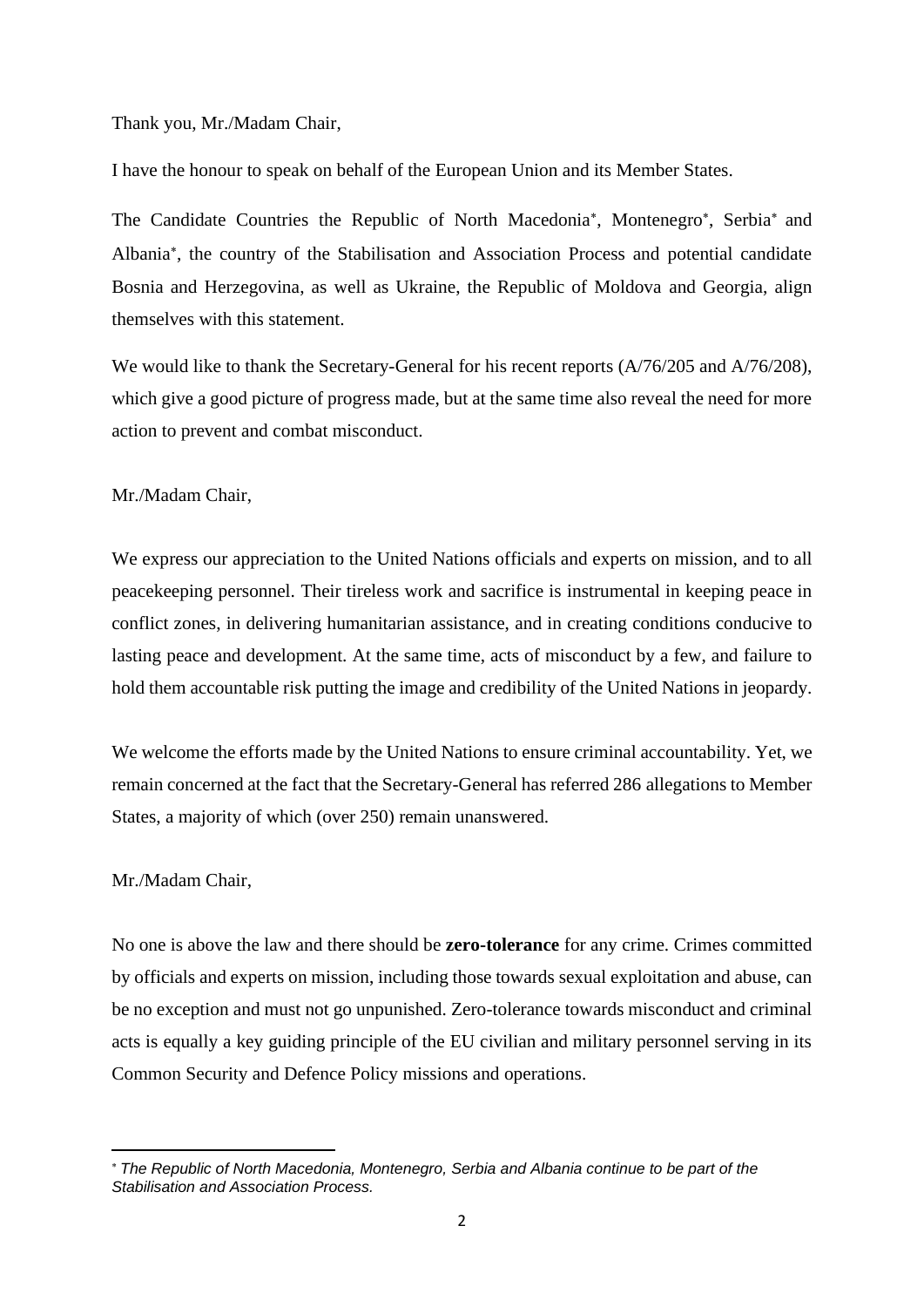Thank you, Mr./Madam Chair,

I have the honour to speak on behalf of the European Union and its Member States.

The Candidate Countries the Republic of North Macedonia*, Montenegro*, Serbia* and Albania*, the country of the Stabilisation and Association Process and potential candidate Bosnia and Herzegovina, as well as Ukraine, the Republic of Moldova and Georgia, align themselves with this statement.

We would like to thank the Secretary-General for his recent reports (A/76/205 and A/76/208), which give a good picture of progress made, but at the same time also reveal the need for more action to prevent and combat misconduct.

Mr./Madam Chair,

We express our appreciation to the United Nations officials and experts on mission, and to all peacekeeping personnel. Their tireless work and sacrifice is instrumental in keeping peace in conflict zones, in delivering humanitarian assistance, and in creating conditions conducive to lasting peace and development. At the same time, acts of misconduct by a few, and failure to hold them accountable risk putting the image and credibility of the United Nations in jeopardy.

We welcome the efforts made by the United Nations to ensure criminal accountability. Yet, we remain concerned at the fact that the Secretary-General has referred 286 allegations to Member States, a majority of which (over 250) remain unanswered.

Mr./Madam Chair,

No one is above the law and there should be **zero-tolerance** for any crime. Crimes committed by officials and experts on mission, including those towards sexual exploitation and abuse, can be no exception and must not go unpunished. Zero-tolerance towards misconduct and criminal acts is equally a key guiding principle of the EU civilian and military personnel serving in its Common Security and Defence Policy missions and operations.

---

* *The Republic of North Macedonia, Montenegro, Serbia and Albania continue to be part of the Stabilisation and Association Process.*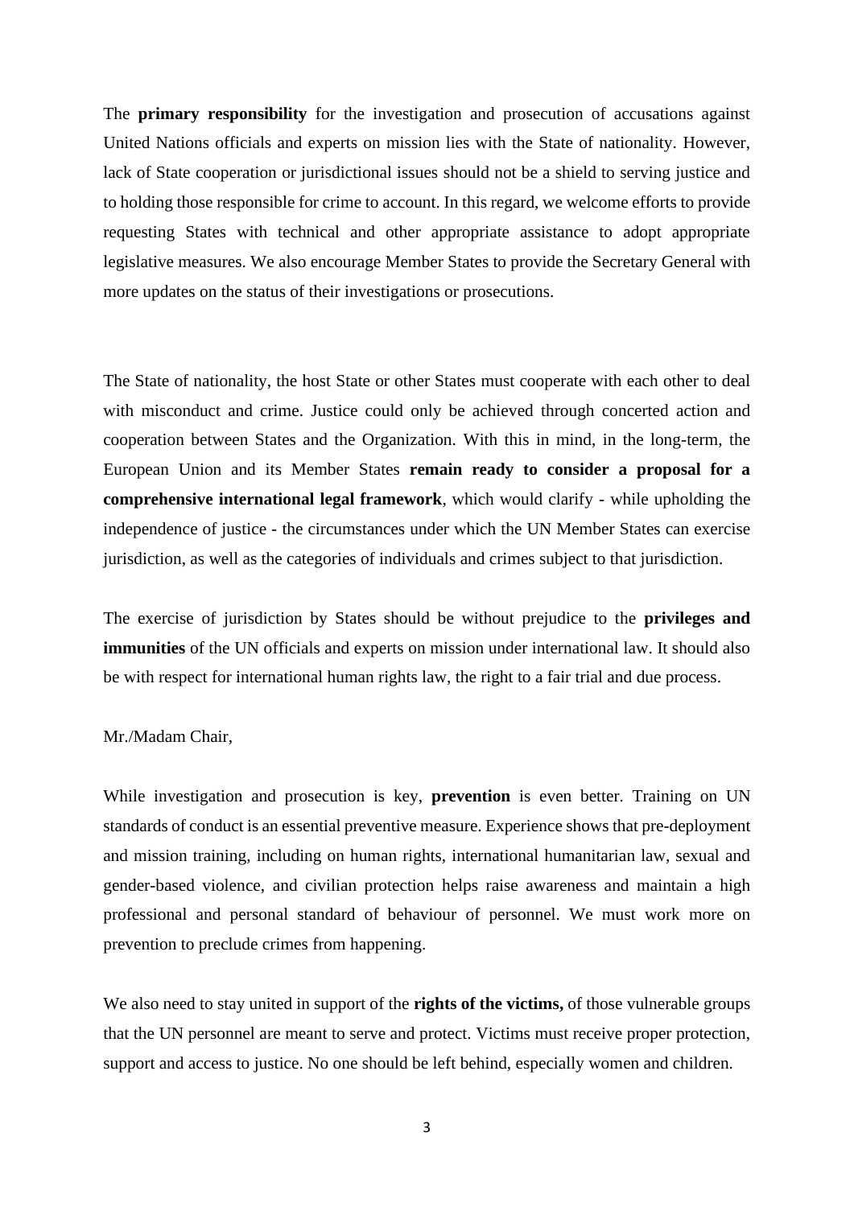The **primary responsibility** for the investigation and prosecution of accusations against United Nations officials and experts on mission lies with the State of nationality. However, lack of State cooperation or jurisdictional issues should not be a shield to serving justice and to holding those responsible for crime to account. In this regard, we welcome efforts to provide requesting States with technical and other appropriate assistance to adopt appropriate legislative measures. We also encourage Member States to provide the Secretary General with more updates on the status of their investigations or prosecutions.

The State of nationality, the host State or other States must cooperate with each other to deal with misconduct and crime. Justice could only be achieved through concerted action and cooperation between States and the Organization. With this in mind, in the long-term, the European Union and its Member States **remain ready to consider a proposal for a comprehensive international legal framework**, which would clarify - while upholding the independence of justice - the circumstances under which the UN Member States can exercise jurisdiction, as well as the categories of individuals and crimes subject to that jurisdiction.

The exercise of jurisdiction by States should be without prejudice to the **privileges and immunities** of the UN officials and experts on mission under international law. It should also be with respect for international human rights law, the right to a fair trial and due process.

Mr./Madam Chair,

While investigation and prosecution is key, **prevention** is even better. Training on UN standards of conduct is an essential preventive measure. Experience shows that pre-deployment and mission training, including on human rights, international humanitarian law, sexual and gender-based violence, and civilian protection helps raise awareness and maintain a high professional and personal standard of behaviour of personnel. We must work more on prevention to preclude crimes from happening.

We also need to stay united in support of the **rights of the victims,** of those vulnerable groups that the UN personnel are meant to serve and protect. Victims must receive proper protection, support and access to justice. No one should be left behind, especially women and children.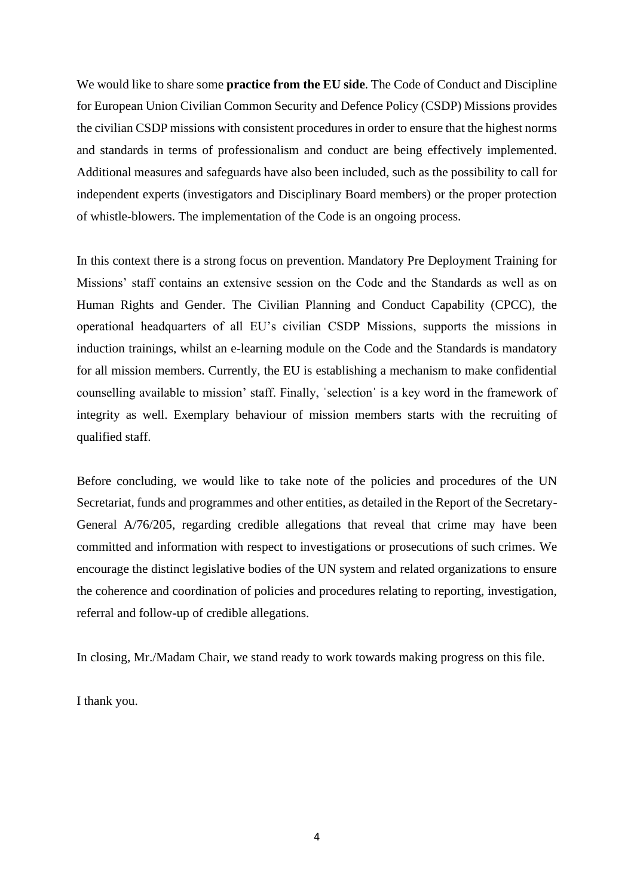We would like to share some **practice from the EU side**. The Code of Conduct and Discipline for European Union Civilian Common Security and Defence Policy (CSDP) Missions provides the civilian CSDP missions with consistent procedures in order to ensure that the highest norms and standards in terms of professionalism and conduct are being effectively implemented. Additional measures and safeguards have also been included, such as the possibility to call for independent experts (investigators and Disciplinary Board members) or the proper protection of whistle-blowers. The implementation of the Code is an ongoing process.

In this context there is a strong focus on prevention. Mandatory Pre Deployment Training for Missions' staff contains an extensive session on the Code and the Standards as well as on Human Rights and Gender. The Civilian Planning and Conduct Capability (CPCC), the operational headquarters of all EU's civilian CSDP Missions, supports the missions in induction trainings, whilst an e-learning module on the Code and the Standards is mandatory for all mission members. Currently, the EU is establishing a mechanism to make confidential counselling available to mission' staff. Finally, 'selection' is a key word in the framework of integrity as well. Exemplary behaviour of mission members starts with the recruiting of qualified staff.

Before concluding, we would like to take note of the policies and procedures of the UN Secretariat, funds and programmes and other entities, as detailed in the Report of the Secretary-General A/76/205, regarding credible allegations that reveal that crime may have been committed and information with respect to investigations or prosecutions of such crimes. We encourage the distinct legislative bodies of the UN system and related organizations to ensure the coherence and coordination of policies and procedures relating to reporting, investigation, referral and follow-up of credible allegations.

In closing, Mr./Madam Chair, we stand ready to work towards making progress on this file.

I thank you.